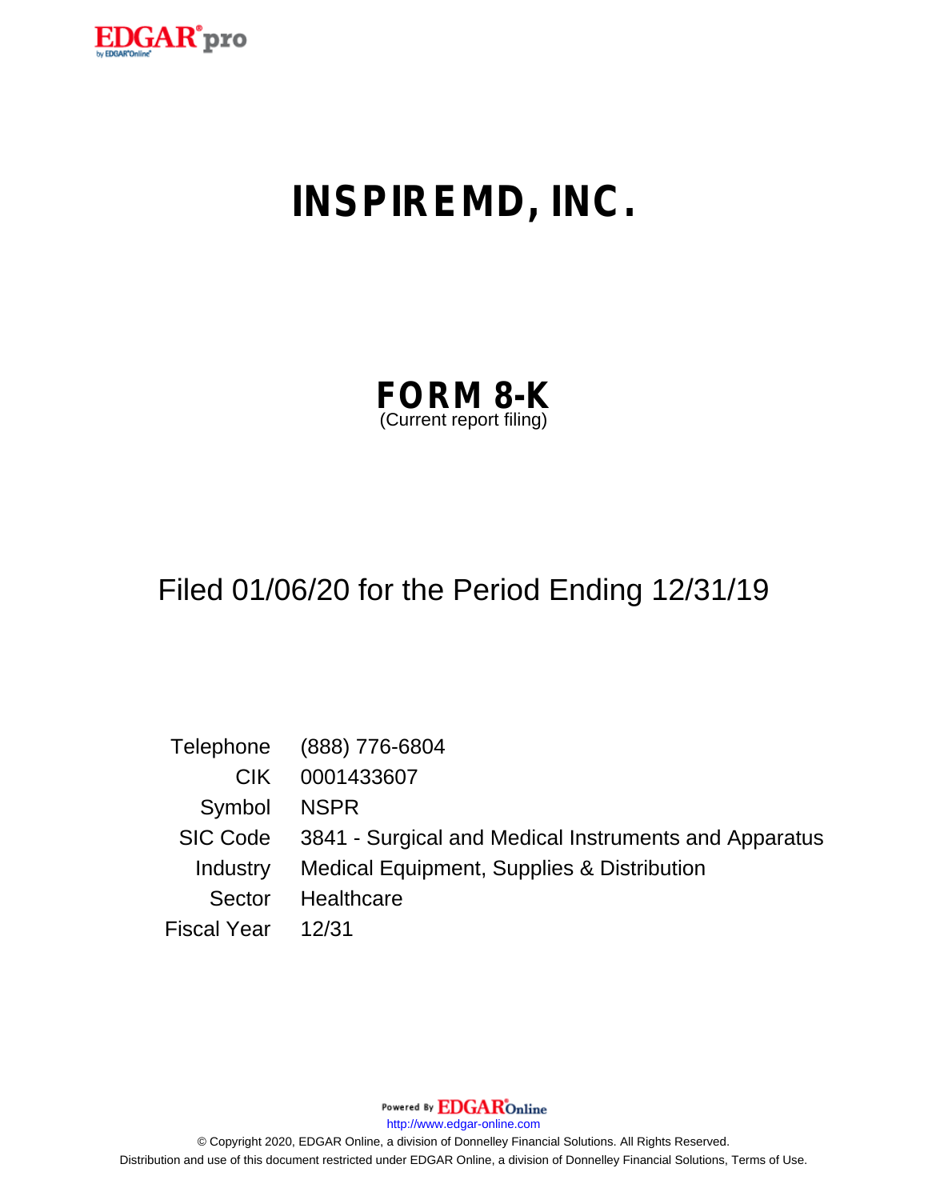# INSPIREMD, INC.

## FORM 8-K

(Current report filing)

Filed 01/06/20 for the Period Ending 12/31/19

| | |
|---|---|
| Telephone | (888) 776-6804 |
| CIK | 0001433607 |
| Symbol | NSPR |
| SIC Code | 3841 - Surgical and Medical Instruments and Apparatus |
| Industry | Medical Equipment, Supplies & Distribution |
| Sector | Healthcare |
| Fiscal Year | 12/31 |

Powered By EDGAR Online

http://www.edgar-online.com

© Copyright 2020, EDGAR Online, a division of Donnelley Financial Solutions. All Rights Reserved.
Distribution and use of this document restricted under EDGAR Online, a division of Donnelley Financial Solutions, Terms of Use.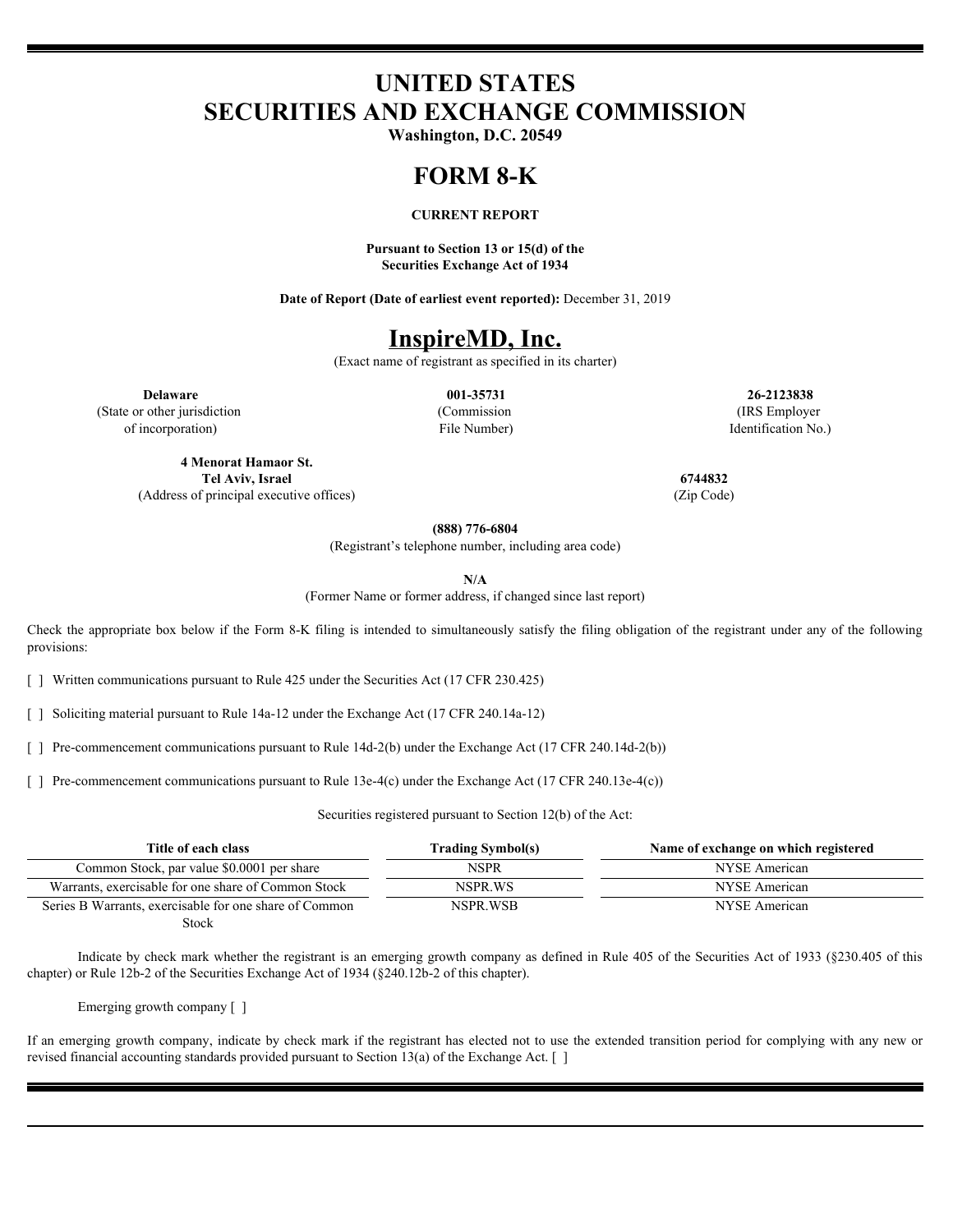# UNITED STATES
# SECURITIES AND EXCHANGE COMMISSION

**Washington, D.C. 20549**

# FORM 8-K

**CURRENT REPORT**

**Pursuant to Section 13 or 15(d) of the Securities Exchange Act of 1934**

**Date of Report (Date of earliest event reported):** December 31, 2019

# InspireMD, Inc.

(Exact name of registrant as specified in its charter)

| | | |
|---|---|---|
| **Delaware** | **001-35731** | **26-2123838** |
| (State or other jurisdiction of incorporation) | (Commission File Number) | (IRS Employer Identification No.) |

| | |
|---|---|
| **4 Menorat Hamaor St. Tel Aviv, Israel** | **6744832** |
| (Address of principal executive offices) | (Zip Code) |

**(888) 776-6804**

(Registrant's telephone number, including area code)

**N/A**

(Former Name or former address, if changed since last report)

Check the appropriate box below if the Form 8-K filing is intended to simultaneously satisfy the filing obligation of the registrant under any of the following provisions:

[ ] Written communications pursuant to Rule 425 under the Securities Act (17 CFR 230.425)

[ ] Soliciting material pursuant to Rule 14a-12 under the Exchange Act (17 CFR 240.14a-12)

[ ] Pre-commencement communications pursuant to Rule 14d-2(b) under the Exchange Act (17 CFR 240.14d-2(b))

[ ] Pre-commencement communications pursuant to Rule 13e-4(c) under the Exchange Act (17 CFR 240.13e-4(c))

Securities registered pursuant to Section 12(b) of the Act:

| Title of each class | Trading Symbol(s) | Name of exchange on which registered |
|---|---|---|
| Common Stock, par value $0.0001 per share | NSPR | NYSE American |
| Warrants, exercisable for one share of Common Stock | NSPR.WS | NYSE American |
| Series B Warrants, exercisable for one share of Common Stock | NSPR.WSB | NYSE American |

Indicate by check mark whether the registrant is an emerging growth company as defined in Rule 405 of the Securities Act of 1933 (§230.405 of this chapter) or Rule 12b-2 of the Securities Exchange Act of 1934 (§240.12b-2 of this chapter).

Emerging growth company [ ]

If an emerging growth company, indicate by check mark if the registrant has elected not to use the extended transition period for complying with any new or revised financial accounting standards provided pursuant to Section 13(a) of the Exchange Act. [ ]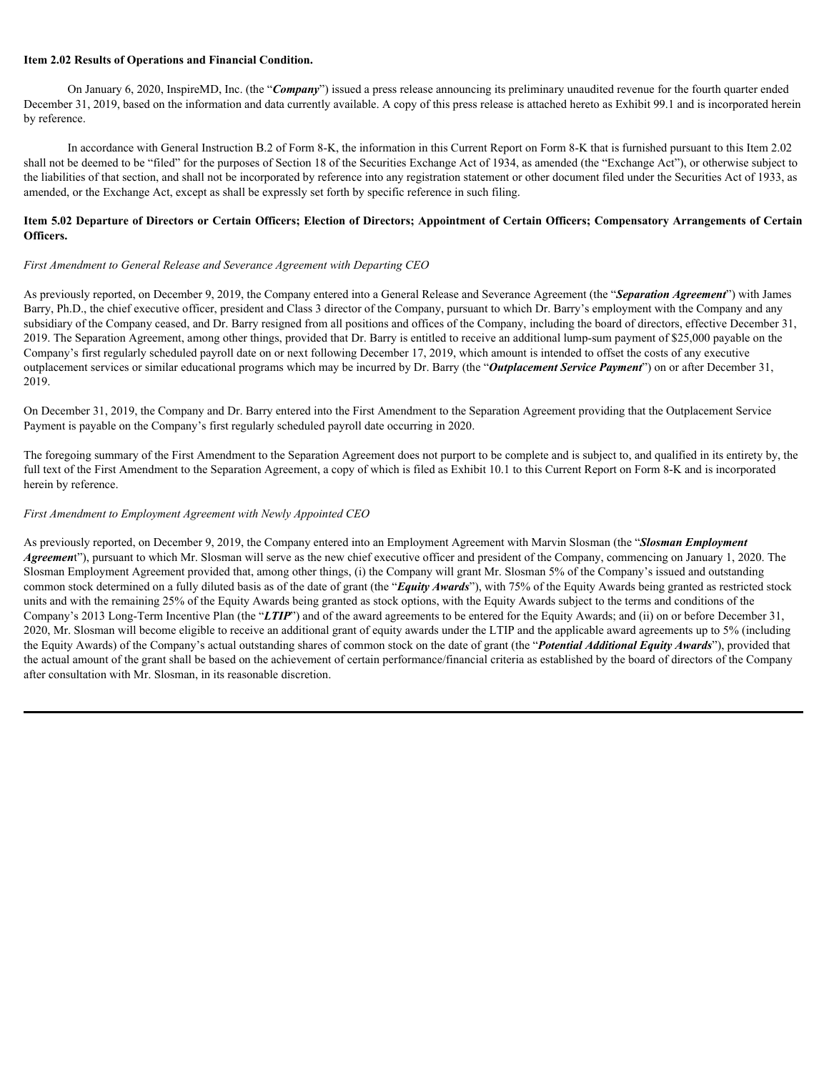**Item 2.02 Results of Operations and Financial Condition.**

On January 6, 2020, InspireMD, Inc. (the "***Company***") issued a press release announcing its preliminary unaudited revenue for the fourth quarter ended December 31, 2019, based on the information and data currently available. A copy of this press release is attached hereto as Exhibit 99.1 and is incorporated herein by reference.

In accordance with General Instruction B.2 of Form 8-K, the information in this Current Report on Form 8-K that is furnished pursuant to this Item 2.02 shall not be deemed to be "filed" for the purposes of Section 18 of the Securities Exchange Act of 1934, as amended (the "Exchange Act"), or otherwise subject to the liabilities of that section, and shall not be incorporated by reference into any registration statement or other document filed under the Securities Act of 1933, as amended, or the Exchange Act, except as shall be expressly set forth by specific reference in such filing.

**Item 5.02 Departure of Directors or Certain Officers; Election of Directors; Appointment of Certain Officers; Compensatory Arrangements of Certain Officers.**

*First Amendment to General Release and Severance Agreement with Departing CEO*

As previously reported, on December 9, 2019, the Company entered into a General Release and Severance Agreement (the "***Separation Agreement***") with James Barry, Ph.D., the chief executive officer, president and Class 3 director of the Company, pursuant to which Dr. Barry's employment with the Company and any subsidiary of the Company ceased, and Dr. Barry resigned from all positions and offices of the Company, including the board of directors, effective December 31, 2019. The Separation Agreement, among other things, provided that Dr. Barry is entitled to receive an additional lump-sum payment of $25,000 payable on the Company's first regularly scheduled payroll date on or next following December 17, 2019, which amount is intended to offset the costs of any executive outplacement services or similar educational programs which may be incurred by Dr. Barry (the "***Outplacement Service Payment***") on or after December 31, 2019.

On December 31, 2019, the Company and Dr. Barry entered into the First Amendment to the Separation Agreement providing that the Outplacement Service Payment is payable on the Company's first regularly scheduled payroll date occurring in 2020.

The foregoing summary of the First Amendment to the Separation Agreement does not purport to be complete and is subject to, and qualified in its entirety by, the full text of the First Amendment to the Separation Agreement, a copy of which is filed as Exhibit 10.1 to this Current Report on Form 8-K and is incorporated herein by reference.

*First Amendment to Employment Agreement with Newly Appointed CEO*

As previously reported, on December 9, 2019, the Company entered into an Employment Agreement with Marvin Slosman (the "***Slosman Employment Agreement***"), pursuant to which Mr. Slosman will serve as the new chief executive officer and president of the Company, commencing on January 1, 2020. The Slosman Employment Agreement provided that, among other things, (i) the Company will grant Mr. Slosman 5% of the Company's issued and outstanding common stock determined on a fully diluted basis as of the date of grant (the "***Equity Awards***"), with 75% of the Equity Awards being granted as restricted stock units and with the remaining 25% of the Equity Awards being granted as stock options, with the Equity Awards subject to the terms and conditions of the Company's 2013 Long-Term Incentive Plan (the "***LTIP***") and of the award agreements to be entered for the Equity Awards; and (ii) on or before December 31, 2020, Mr. Slosman will become eligible to receive an additional grant of equity awards under the LTIP and the applicable award agreements up to 5% (including the Equity Awards) of the Company's actual outstanding shares of common stock on the date of grant (the "***Potential Additional Equity Awards***"), provided that the actual amount of the grant shall be based on the achievement of certain performance/financial criteria as established by the board of directors of the Company after consultation with Mr. Slosman, in its reasonable discretion.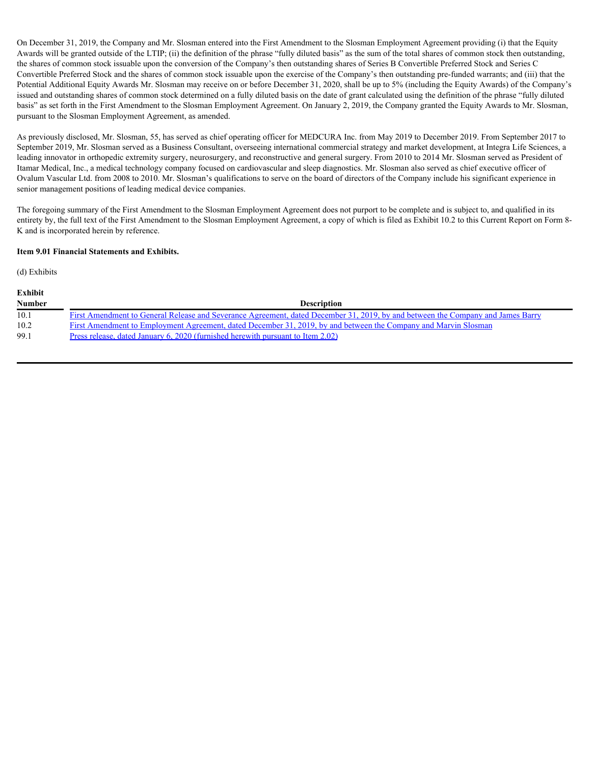On December 31, 2019, the Company and Mr. Slosman entered into the First Amendment to the Slosman Employment Agreement providing (i) that the Equity Awards will be granted outside of the LTIP; (ii) the definition of the phrase "fully diluted basis" as the sum of the total shares of common stock then outstanding, the shares of common stock issuable upon the conversion of the Company's then outstanding shares of Series B Convertible Preferred Stock and Series C Convertible Preferred Stock and the shares of common stock issuable upon the exercise of the Company's then outstanding pre-funded warrants; and (iii) that the Potential Additional Equity Awards Mr. Slosman may receive on or before December 31, 2020, shall be up to 5% (including the Equity Awards) of the Company's issued and outstanding shares of common stock determined on a fully diluted basis on the date of grant calculated using the definition of the phrase "fully diluted basis" as set forth in the First Amendment to the Slosman Employment Agreement. On January 2, 2019, the Company granted the Equity Awards to Mr. Slosman, pursuant to the Slosman Employment Agreement, as amended.

As previously disclosed, Mr. Slosman, 55, has served as chief operating officer for MEDCURA Inc. from May 2019 to December 2019. From September 2017 to September 2019, Mr. Slosman served as a Business Consultant, overseeing international commercial strategy and market development, at Integra Life Sciences, a leading innovator in orthopedic extremity surgery, neurosurgery, and reconstructive and general surgery. From 2010 to 2014 Mr. Slosman served as President of Itamar Medical, Inc., a medical technology company focused on cardiovascular and sleep diagnostics. Mr. Slosman also served as chief executive officer of Ovalum Vascular Ltd. from 2008 to 2010. Mr. Slosman's qualifications to serve on the board of directors of the Company include his significant experience in senior management positions of leading medical device companies.

The foregoing summary of the First Amendment to the Slosman Employment Agreement does not purport to be complete and is subject to, and qualified in its entirety by, the full text of the First Amendment to the Slosman Employment Agreement, a copy of which is filed as Exhibit 10.2 to this Current Report on Form 8-K and is incorporated herein by reference.

**Item 9.01 Financial Statements and Exhibits.**

(d) Exhibits

| Exhibit Number | Description |
|---|---|
| 10.1 | First Amendment to General Release and Severance Agreement, dated December 31, 2019, by and between the Company and James Barry |
| 10.2 | First Amendment to Employment Agreement, dated December 31, 2019, by and between the Company and Marvin Slosman |
| 99.1 | Press release, dated January 6, 2020 (furnished herewith pursuant to Item 2.02) |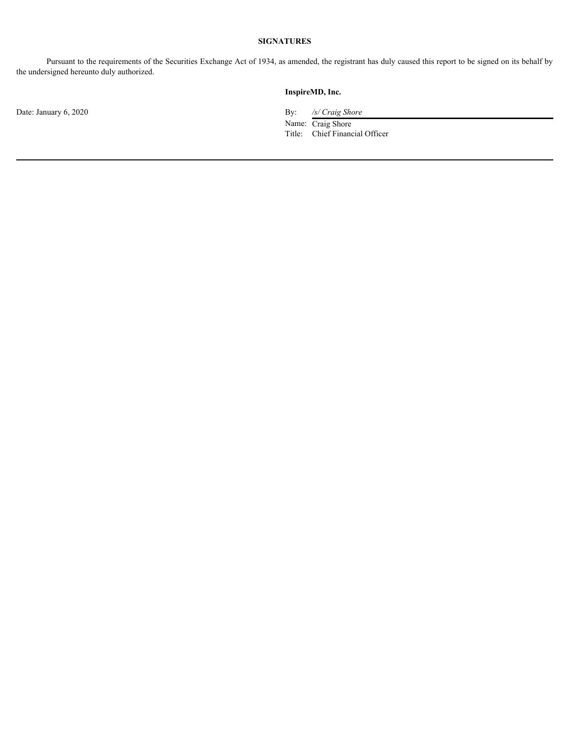**SIGNATURES**

Pursuant to the requirements of the Securities Exchange Act of 1934, as amended, the registrant has duly caused this report to be signed on its behalf by the undersigned hereunto duly authorized.

**InspireMD, Inc.**

Date: January 6, 2020

By: */s/ Craig Shore*
Name: Craig Shore
Title: Chief Financial Officer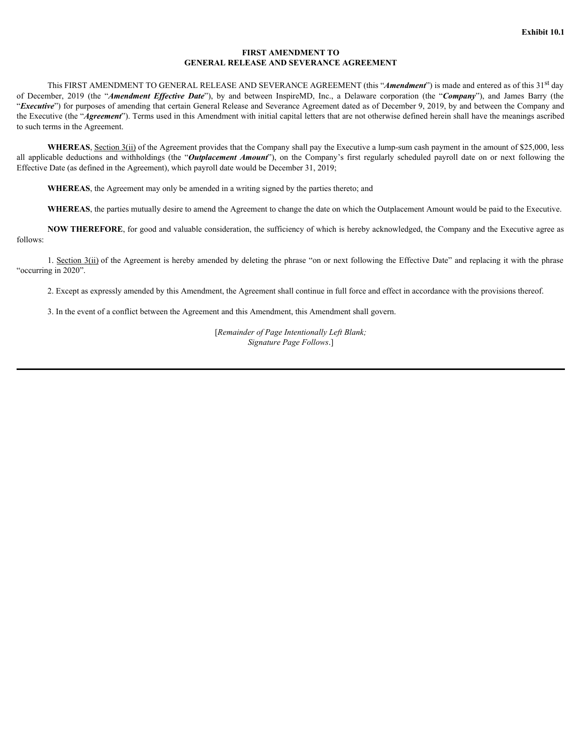**Exhibit 10.1**

**FIRST AMENDMENT TO**
**GENERAL RELEASE AND SEVERANCE AGREEMENT**

This FIRST AMENDMENT TO GENERAL RELEASE AND SEVERANCE AGREEMENT (this "***Amendment***") is made and entered as of this 31st day of December, 2019 (the "***Amendment Effective Date***"), by and between InspireMD, Inc., a Delaware corporation (the "***Company***"), and James Barry (the "***Executive***") for purposes of amending that certain General Release and Severance Agreement dated as of December 9, 2019, by and between the Company and the Executive (the "***Agreement***"). Terms used in this Amendment with initial capital letters that are not otherwise defined herein shall have the meanings ascribed to such terms in the Agreement.

**WHEREAS**, Section 3(ii) of the Agreement provides that the Company shall pay the Executive a lump-sum cash payment in the amount of $25,000, less all applicable deductions and withholdings (the "***Outplacement Amount***"), on the Company's first regularly scheduled payroll date on or next following the Effective Date (as defined in the Agreement), which payroll date would be December 31, 2019;

**WHEREAS**, the Agreement may only be amended in a writing signed by the parties thereto; and

**WHEREAS**, the parties mutually desire to amend the Agreement to change the date on which the Outplacement Amount would be paid to the Executive.

**NOW THEREFORE**, for good and valuable consideration, the sufficiency of which is hereby acknowledged, the Company and the Executive agree as follows:

1. Section 3(ii) of the Agreement is hereby amended by deleting the phrase "on or next following the Effective Date" and replacing it with the phrase "occurring in 2020".

2. Except as expressly amended by this Amendment, the Agreement shall continue in full force and effect in accordance with the provisions thereof.

3. In the event of a conflict between the Agreement and this Amendment, this Amendment shall govern.

[*Remainder of Page Intentionally Left Blank;*
*Signature Page Follows*.]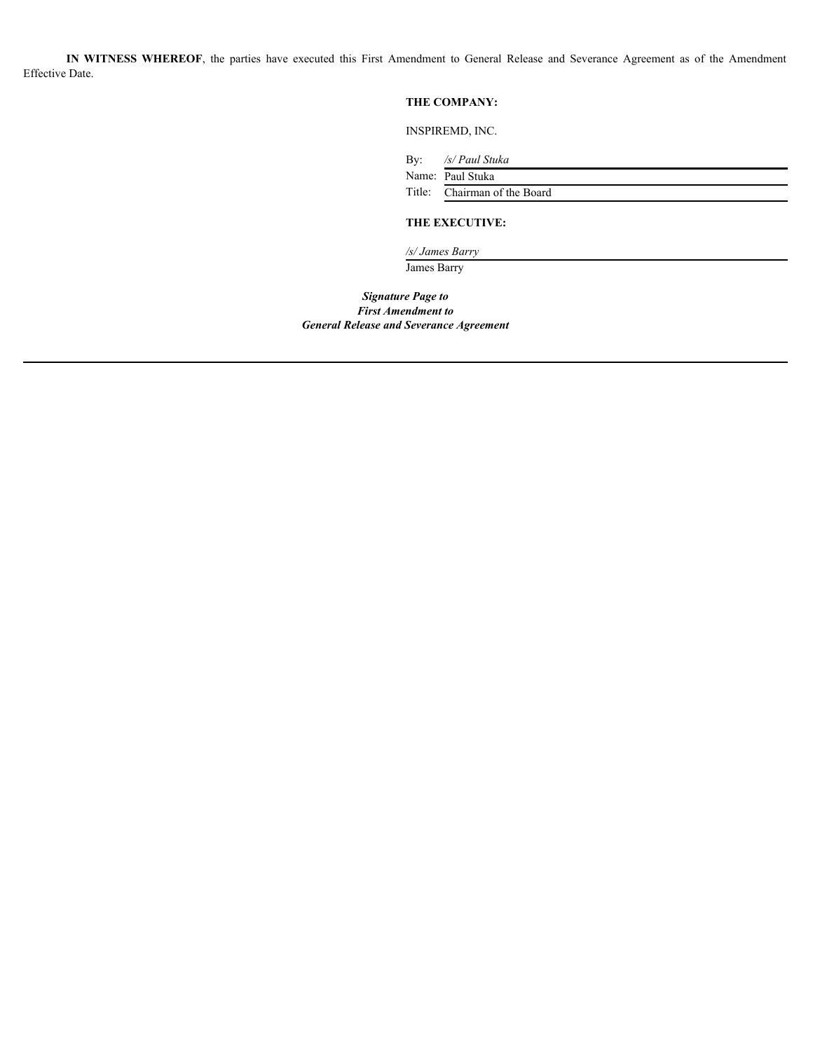**IN WITNESS WHEREOF**, the parties have executed this First Amendment to General Release and Severance Agreement as of the Amendment Effective Date.

**THE COMPANY:**

INSPIREMD, INC.

By: */s/ Paul Stuka*
Name: Paul Stuka
Title: Chairman of the Board

**THE EXECUTIVE:**

*/s/ James Barry*
James Barry

***Signature Page to***
***First Amendment to***
***General Release and Severance Agreement***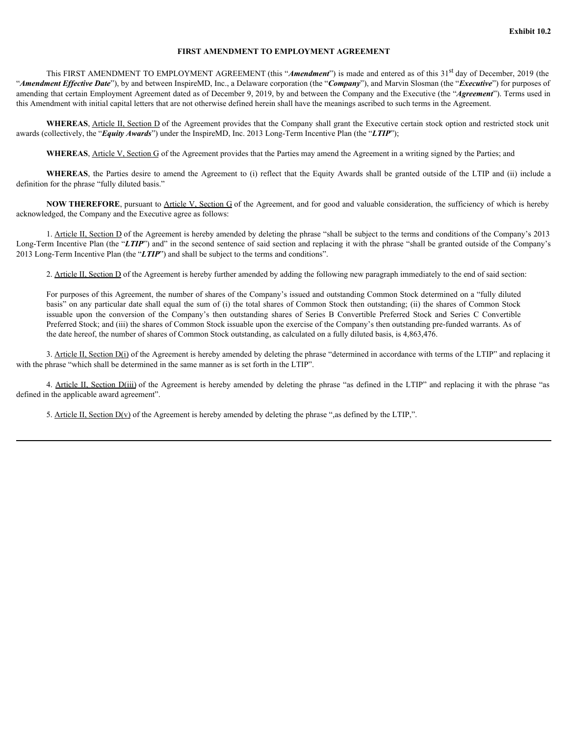**Exhibit 10.2**

# FIRST AMENDMENT TO EMPLOYMENT AGREEMENT

This FIRST AMENDMENT TO EMPLOYMENT AGREEMENT (this "***Amendment***") is made and entered as of this 31st day of December, 2019 (the "***Amendment Effective Date***"), by and between InspireMD, Inc., a Delaware corporation (the "***Company***"), and Marvin Slosman (the "***Executive***") for purposes of amending that certain Employment Agreement dated as of December 9, 2019, by and between the Company and the Executive (the "***Agreement***"). Terms used in this Amendment with initial capital letters that are not otherwise defined herein shall have the meanings ascribed to such terms in the Agreement.

**WHEREAS**, Article II, Section D of the Agreement provides that the Company shall grant the Executive certain stock option and restricted stock unit awards (collectively, the "***Equity Awards***") under the InspireMD, Inc. 2013 Long-Term Incentive Plan (the "***LTIP***");

**WHEREAS**, Article V, Section G of the Agreement provides that the Parties may amend the Agreement in a writing signed by the Parties; and

**WHEREAS**, the Parties desire to amend the Agreement to (i) reflect that the Equity Awards shall be granted outside of the LTIP and (ii) include a definition for the phrase "fully diluted basis."

**NOW THEREFORE**, pursuant to Article V, Section G of the Agreement, and for good and valuable consideration, the sufficiency of which is hereby acknowledged, the Company and the Executive agree as follows:

1. Article II, Section D of the Agreement is hereby amended by deleting the phrase "shall be subject to the terms and conditions of the Company's 2013 Long-Term Incentive Plan (the "***LTIP***") and" in the second sentence of said section and replacing it with the phrase "shall be granted outside of the Company's 2013 Long-Term Incentive Plan (the "***LTIP***") and shall be subject to the terms and conditions".

2. Article II, Section D of the Agreement is hereby further amended by adding the following new paragraph immediately to the end of said section:

   For purposes of this Agreement, the number of shares of the Company's issued and outstanding Common Stock determined on a "fully diluted basis" on any particular date shall equal the sum of (i) the total shares of Common Stock then outstanding; (ii) the shares of Common Stock issuable upon the conversion of the Company's then outstanding shares of Series B Convertible Preferred Stock and Series C Convertible Preferred Stock; and (iii) the shares of Common Stock issuable upon the exercise of the Company's then outstanding pre-funded warrants. As of the date hereof, the number of shares of Common Stock outstanding, as calculated on a fully diluted basis, is 4,863,476.

3. Article II, Section D(i) of the Agreement is hereby amended by deleting the phrase "determined in accordance with terms of the LTIP" and replacing it with the phrase "which shall be determined in the same manner as is set forth in the LTIP".

4. Article II, Section D(iii) of the Agreement is hereby amended by deleting the phrase "as defined in the LTIP" and replacing it with the phrase "as defined in the applicable award agreement".

5. Article II, Section D(v) of the Agreement is hereby amended by deleting the phrase ",as defined by the LTIP,".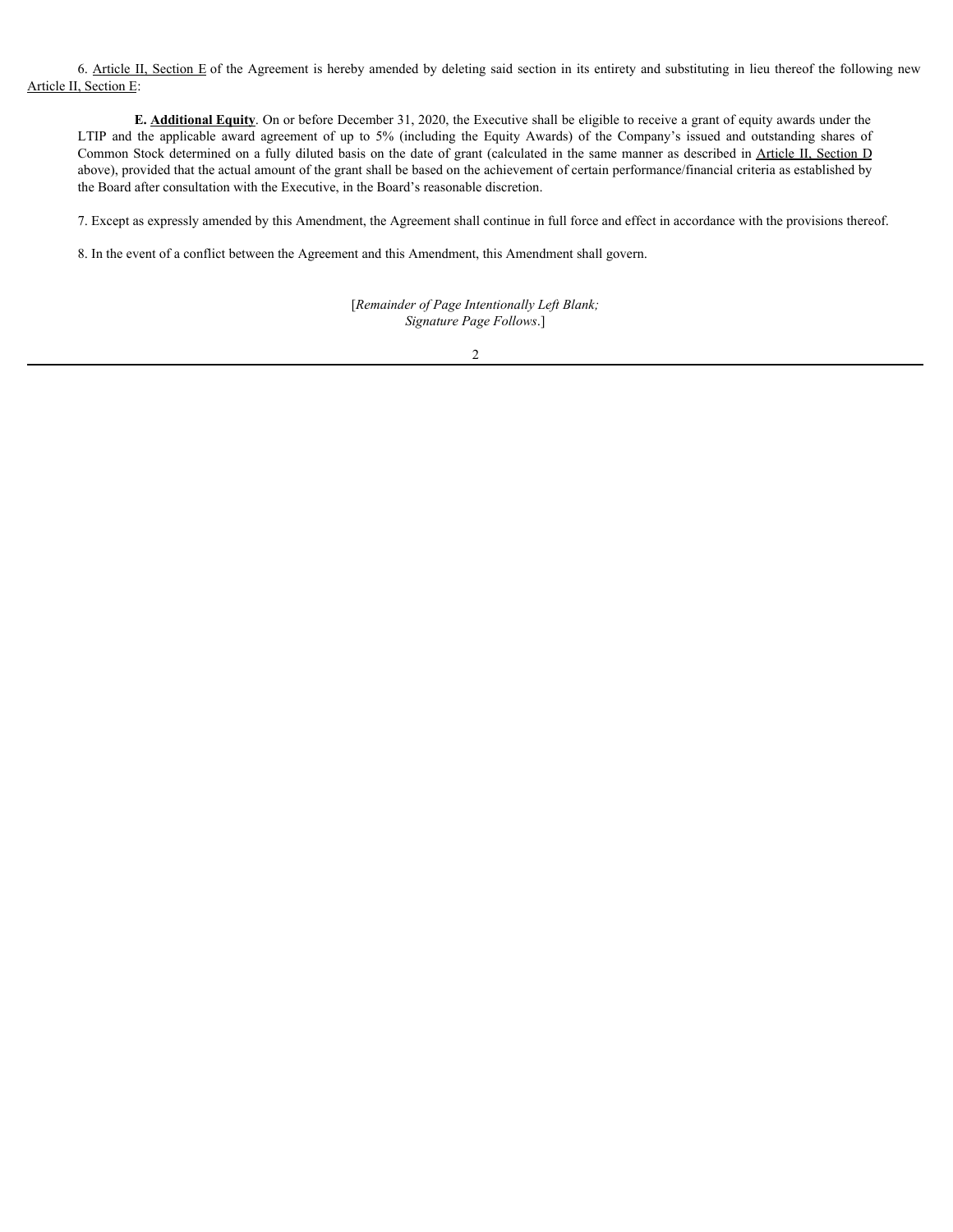6. Article II, Section E of the Agreement is hereby amended by deleting said section in its entirety and substituting in lieu thereof the following new Article II, Section E:

> **E. Additional Equity**. On or before December 31, 2020, the Executive shall be eligible to receive a grant of equity awards under the LTIP and the applicable award agreement of up to 5% (including the Equity Awards) of the Company's issued and outstanding shares of Common Stock determined on a fully diluted basis on the date of grant (calculated in the same manner as described in Article II, Section D above), provided that the actual amount of the grant shall be based on the achievement of certain performance/financial criteria as established by the Board after consultation with the Executive, in the Board's reasonable discretion.

7. Except as expressly amended by this Amendment, the Agreement shall continue in full force and effect in accordance with the provisions thereof.

8. In the event of a conflict between the Agreement and this Amendment, this Amendment shall govern.

[*Remainder of Page Intentionally Left Blank;*
*Signature Page Follows*.]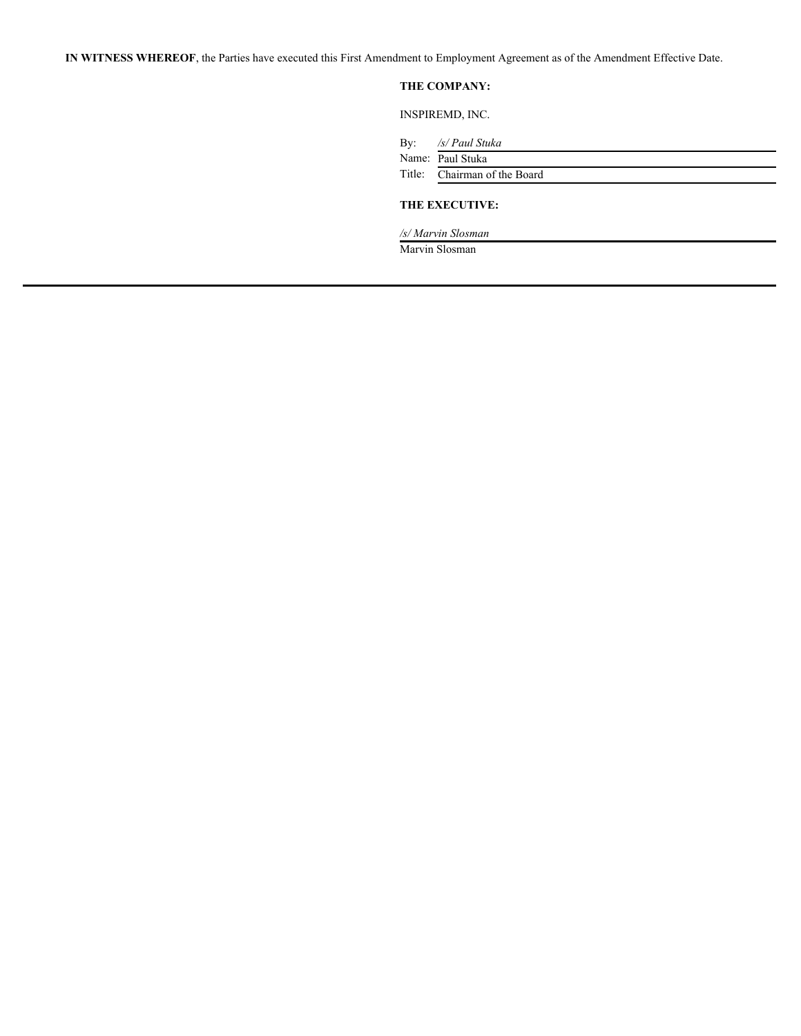**IN WITNESS WHEREOF**, the Parties have executed this First Amendment to Employment Agreement as of the Amendment Effective Date.

**THE COMPANY:**

INSPIREMD, INC.

By: */s/ Paul Stuka*
Name: Paul Stuka
Title: Chairman of the Board

**THE EXECUTIVE:**

*/s/ Marvin Slosman*
Marvin Slosman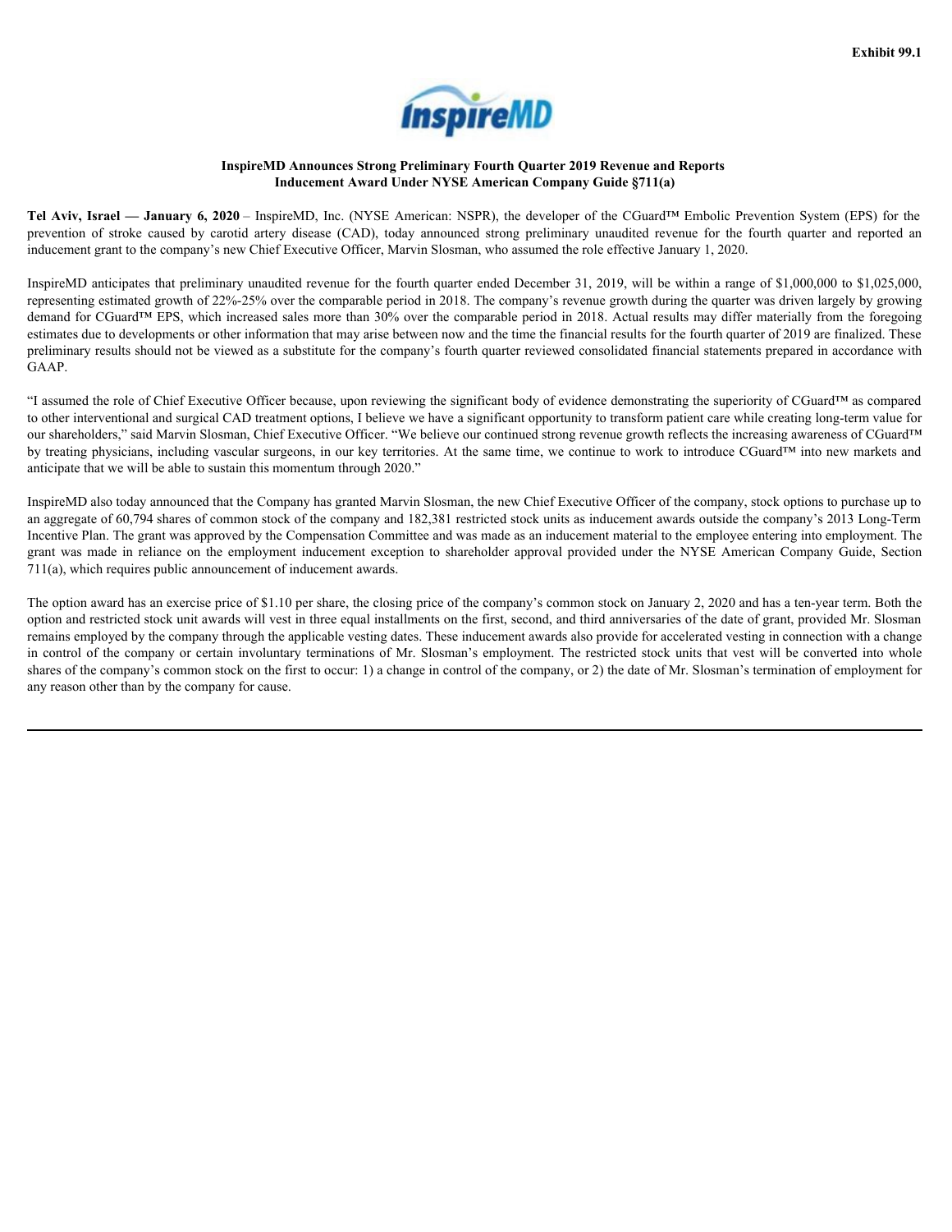Exhibit 99.1

**InspireMD Announces Strong Preliminary Fourth Quarter 2019 Revenue and Reports Inducement Award Under NYSE American Company Guide §711(a)**

**Tel Aviv, Israel — January 6, 2020** – InspireMD, Inc. (NYSE American: NSPR), the developer of the CGuard™ Embolic Prevention System (EPS) for the prevention of stroke caused by carotid artery disease (CAD), today announced strong preliminary unaudited revenue for the fourth quarter and reported an inducement grant to the company's new Chief Executive Officer, Marvin Slosman, who assumed the role effective January 1, 2020.

InspireMD anticipates that preliminary unaudited revenue for the fourth quarter ended December 31, 2019, will be within a range of $1,000,000 to $1,025,000, representing estimated growth of 22%-25% over the comparable period in 2018. The company's revenue growth during the quarter was driven largely by growing demand for CGuard™ EPS, which increased sales more than 30% over the comparable period in 2018. Actual results may differ materially from the foregoing estimates due to developments or other information that may arise between now and the time the financial results for the fourth quarter of 2019 are finalized. These preliminary results should not be viewed as a substitute for the company's fourth quarter reviewed consolidated financial statements prepared in accordance with GAAP.

"I assumed the role of Chief Executive Officer because, upon reviewing the significant body of evidence demonstrating the superiority of CGuard™ as compared to other interventional and surgical CAD treatment options, I believe we have a significant opportunity to transform patient care while creating long-term value for our shareholders," said Marvin Slosman, Chief Executive Officer. "We believe our continued strong revenue growth reflects the increasing awareness of CGuard™ by treating physicians, including vascular surgeons, in our key territories. At the same time, we continue to work to introduce CGuard™ into new markets and anticipate that we will be able to sustain this momentum through 2020."

InspireMD also today announced that the Company has granted Marvin Slosman, the new Chief Executive Officer of the company, stock options to purchase up to an aggregate of 60,794 shares of common stock of the company and 182,381 restricted stock units as inducement awards outside the company's 2013 Long-Term Incentive Plan. The grant was approved by the Compensation Committee and was made as an inducement material to the employee entering into employment. The grant was made in reliance on the employment inducement exception to shareholder approval provided under the NYSE American Company Guide, Section 711(a), which requires public announcement of inducement awards.

The option award has an exercise price of $1.10 per share, the closing price of the company's common stock on January 2, 2020 and has a ten-year term. Both the option and restricted stock unit awards will vest in three equal installments on the first, second, and third anniversaries of the date of grant, provided Mr. Slosman remains employed by the company through the applicable vesting dates. These inducement awards also provide for accelerated vesting in connection with a change in control of the company or certain involuntary terminations of Mr. Slosman's employment. The restricted stock units that vest will be converted into whole shares of the company's common stock on the first to occur: 1) a change in control of the company, or 2) the date of Mr. Slosman's termination of employment for any reason other than by the company for cause.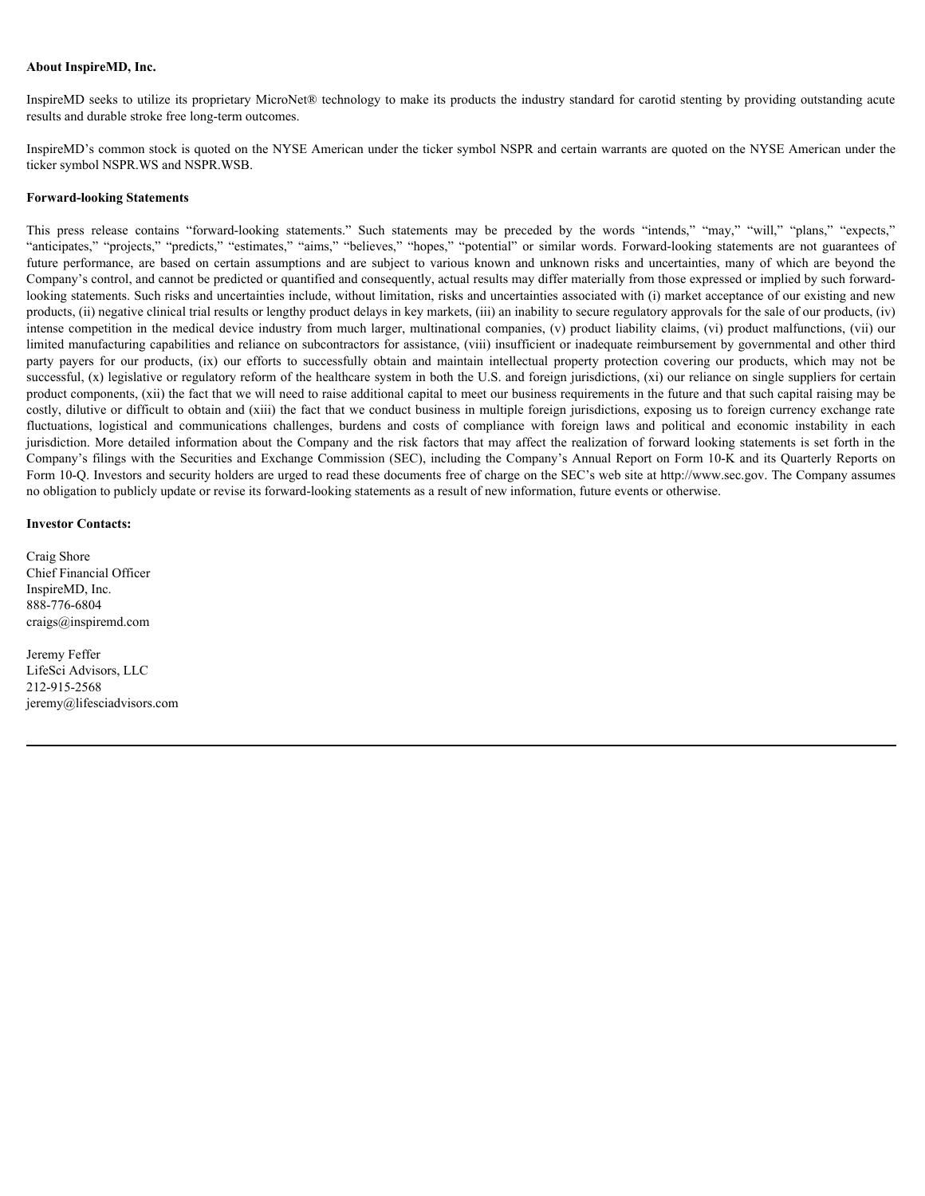**About InspireMD, Inc.**

InspireMD seeks to utilize its proprietary MicroNet® technology to make its products the industry standard for carotid stenting by providing outstanding acute results and durable stroke free long-term outcomes.

InspireMD's common stock is quoted on the NYSE American under the ticker symbol NSPR and certain warrants are quoted on the NYSE American under the ticker symbol NSPR.WS and NSPR.WSB.

**Forward-looking Statements**

This press release contains "forward-looking statements." Such statements may be preceded by the words "intends," "may," "will," "plans," "expects," "anticipates," "projects," "predicts," "estimates," "aims," "believes," "hopes," "potential" or similar words. Forward-looking statements are not guarantees of future performance, are based on certain assumptions and are subject to various known and unknown risks and uncertainties, many of which are beyond the Company's control, and cannot be predicted or quantified and consequently, actual results may differ materially from those expressed or implied by such forward-looking statements. Such risks and uncertainties include, without limitation, risks and uncertainties associated with (i) market acceptance of our existing and new products, (ii) negative clinical trial results or lengthy product delays in key markets, (iii) an inability to secure regulatory approvals for the sale of our products, (iv) intense competition in the medical device industry from much larger, multinational companies, (v) product liability claims, (vi) product malfunctions, (vii) our limited manufacturing capabilities and reliance on subcontractors for assistance, (viii) insufficient or inadequate reimbursement by governmental and other third party payers for our products, (ix) our efforts to successfully obtain and maintain intellectual property protection covering our products, which may not be successful, (x) legislative or regulatory reform of the healthcare system in both the U.S. and foreign jurisdictions, (xi) our reliance on single suppliers for certain product components, (xii) the fact that we will need to raise additional capital to meet our business requirements in the future and that such capital raising may be costly, dilutive or difficult to obtain and (xiii) the fact that we conduct business in multiple foreign jurisdictions, exposing us to foreign currency exchange rate fluctuations, logistical and communications challenges, burdens and costs of compliance with foreign laws and political and economic instability in each jurisdiction. More detailed information about the Company and the risk factors that may affect the realization of forward looking statements is set forth in the Company's filings with the Securities and Exchange Commission (SEC), including the Company's Annual Report on Form 10-K and its Quarterly Reports on Form 10-Q. Investors and security holders are urged to read these documents free of charge on the SEC's web site at http://www.sec.gov. The Company assumes no obligation to publicly update or revise its forward-looking statements as a result of new information, future events or otherwise.

**Investor Contacts:**

Craig Shore
Chief Financial Officer
InspireMD, Inc.
888-776-6804
craigs@inspiremd.com

Jeremy Feffer
LifeSci Advisors, LLC
212-915-2568
jeremy@lifesciadvisors.com